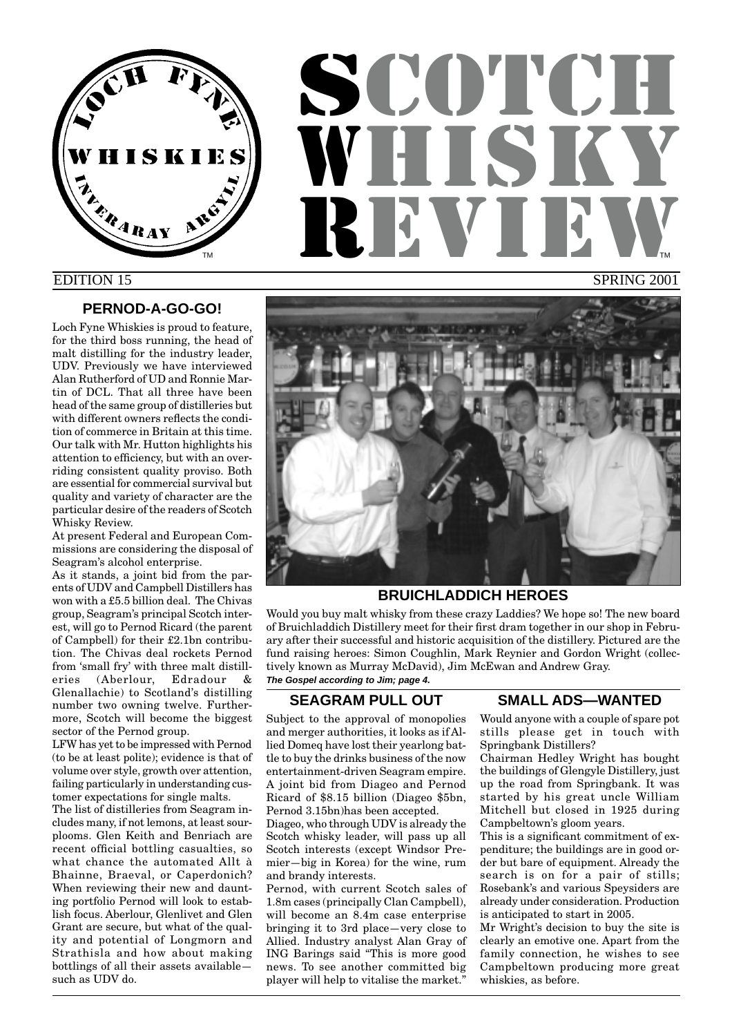# SCOTCH WHISKY REVIEW

LOCH FYNE WHISKIES INVERARAY ARGYLL

EDITION 15 SPRING 2001

## PERNOD-A-GO-GO!

Loch Fyne Whiskies is proud to feature, for the third boss running, the head of malt distilling for the industry leader, UDV. Previously we have interviewed Alan Rutherford of UD and Ronnie Martin of DCL. That all three have been head of the same group of distilleries but with different owners reflects the condition of commerce in Britain at this time. Our talk with Mr. Hutton highlights his attention to efficiency, but with an overriding consistent quality proviso. Both are essential for commercial survival but quality and variety of character are the particular desire of the readers of Scotch Whisky Review.

At present Federal and European Commissions are considering the disposal of Seagram's alcohol enterprise.

As it stands, a joint bid from the parents of UDV and Campbell Distillers has won with a £5.5 billion deal. The Chivas group, Seagram's principal Scotch interest, will go to Pernod Ricard (the parent of Campbell) for their £2.1bn contribution. The Chivas deal rockets Pernod from 'small fry' with three malt distilleries (Aberlour, Edradour & Glenallachie) to Scotland's distilling number two owning twelve. Furthermore, Scotch will become the biggest sector of the Pernod group.

LFW has yet to be impressed with Pernod (to be at least polite); evidence is that of volume over style, growth over attention, failing particularly in understanding customer expectations for single malts.

The list of distilleries from Seagram includes many, if not lemons, at least sourplooms. Glen Keith and Benriach are recent official bottling casualties, so what chance the automated Allt à Bhainne, Braeval, or Caperdonich? When reviewing their new and daunting portfolio Pernod will look to establish focus. Aberlour, Glenlivet and Glen Grant are secure, but what of the quality and potential of Longmorn and Strathisla and how about making bottlings of all their assets available—such as UDV do.

## BRUICHLADDICH HEROES

Would you buy malt whisky from these crazy Laddies? We hope so! The new board of Bruichladdich Distillery meet for their first dram together in our shop in February after their successful and historic acquisition of the distillery. Pictured are the fund raising heroes: Simon Coughlin, Mark Reynier and Gordon Wright (collectively known as Murray McDavid), Jim McEwan and Andrew Gray.

***The Gospel according to Jim; page 4.***

## SEAGRAM PULL OUT

Subject to the approval of monopolies and merger authorities, it looks as if Allied Domeq have lost their yearlong battle to buy the drinks business of the now entertainment-driven Seagram empire. A joint bid from Diageo and Pernod Ricard of $8.15 billion (Diageo $5bn, Pernod 3.15bn)has been accepted.

Diageo, who through UDV is already the Scotch whisky leader, will pass up all Scotch interests (except Windsor Premier—big in Korea) for the wine, rum and brandy interests.

Pernod, with current Scotch sales of 1.8m cases (principally Clan Campbell), will become an 8.4m case enterprise bringing it to 3rd place—very close to Allied. Industry analyst Alan Gray of ING Barings said "This is more good news. To see another committed big player will help to vitalise the market."

## SMALL ADS—WANTED

Would anyone with a couple of spare pot stills please get in touch with Springbank Distillers?

Chairman Hedley Wright has bought the buildings of Glengyle Distillery, just up the road from Springbank. It was started by his great uncle William Mitchell but closed in 1925 during Campbeltown's gloom years.

This is a significant commitment of expenditure; the buildings are in good order but bare of equipment. Already the search is on for a pair of stills; Rosebank's and various Speysiders are already under consideration. Production is anticipated to start in 2005.

Mr Wright's decision to buy the site is clearly an emotive one. Apart from the family connection, he wishes to see Campbeltown producing more great whiskies, as before.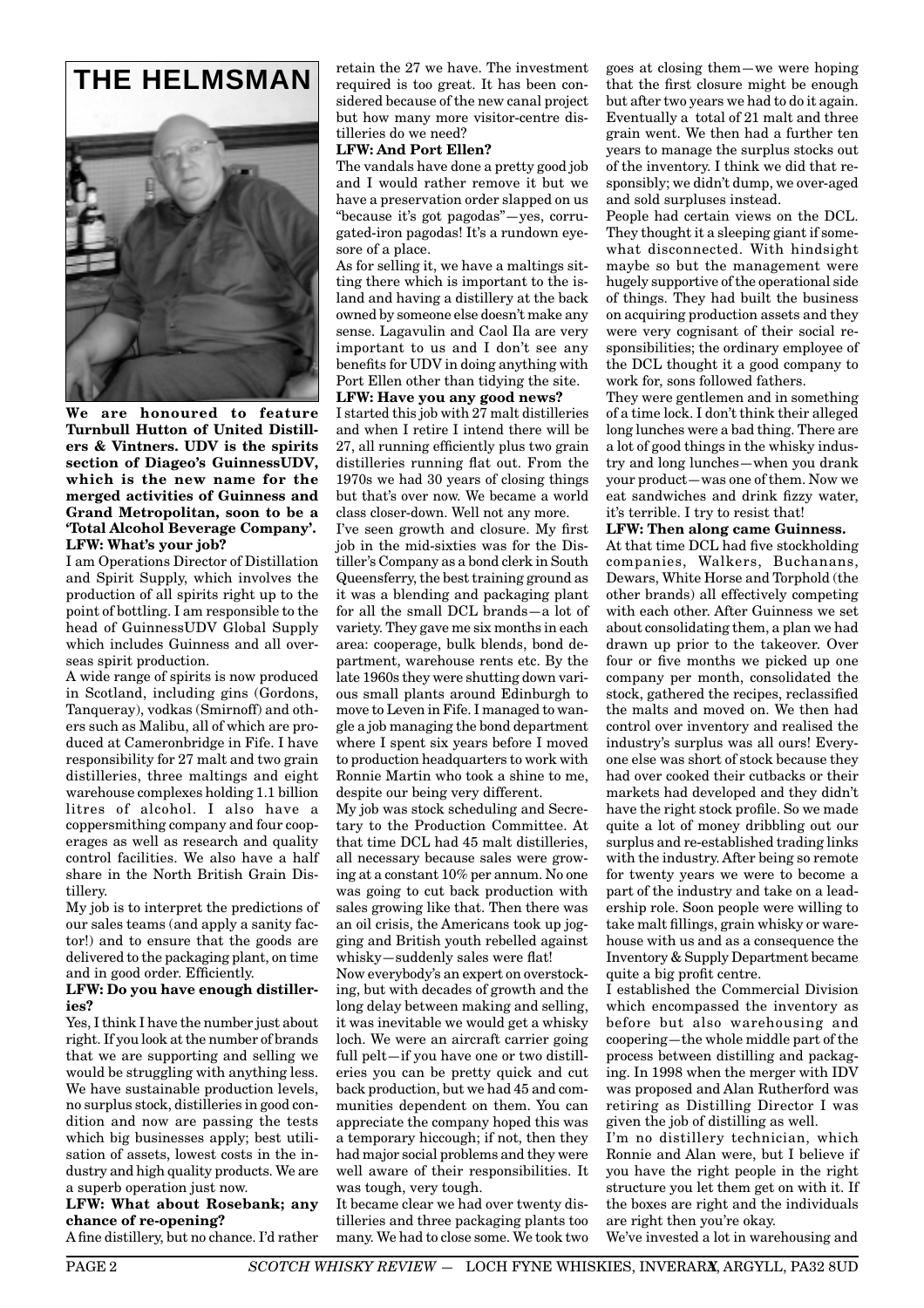# THE HELMSMAN

**We are honoured to feature Turnbull Hutton of United Distillers & Vintners. UDV is the spirits section of Diageo's GuinnessUDV, which is the new name for the merged activities of Guinness and Grand Metropolitan, soon to be a 'Total Alcohol Beverage Company'.**

**LFW: What's your job?**

I am Operations Director of Distillation and Spirit Supply, which involves the production of all spirits right up to the point of bottling. I am responsible to the head of GuinnessUDV Global Supply which includes Guinness and all overseas spirit production.

A wide range of spirits is now produced in Scotland, including gins (Gordons, Tanqueray), vodkas (Smirnoff) and others such as Malibu, all of which are produced at Cameronbridge in Fife. I have responsibility for 27 malt and two grain distilleries, three maltings and eight warehouse complexes holding 1.1 billion litres of alcohol. I also have a coppersmithing company and four cooperages as well as research and quality control facilities. We also have a half share in the North British Grain Distillery.

My job is to interpret the predictions of our sales teams (and apply a sanity factor!) and to ensure that the goods are delivered to the packaging plant, on time and in good order. Efficiently.

**LFW: Do you have enough distilleries?**

Yes, I think I have the number just about right. If you look at the number of brands that we are supporting and selling we would be struggling with anything less. We have sustainable production levels, no surplus stock, distilleries in good condition and now are passing the tests which big businesses apply; best utilisation of assets, lowest costs in the industry and high quality products. We are a superb operation just now.

**LFW: What about Rosebank; any chance of re-opening?**

A fine distillery, but no chance. I'd rather retain the 27 we have. The investment required is too great. It has been considered because of the new canal project but how many more visitor-centre distilleries do we need?

**LFW: And Port Ellen?**

The vandals have done a pretty good job and I would rather remove it but we have a preservation order slapped on us "because it's got pagodas"—yes, corrugated-iron pagodas! It's a rundown eyesore of a place.

As for selling it, we have a maltings sitting there which is important to the island and having a distillery at the back owned by someone else doesn't make any sense. Lagavulin and Caol Ila are very important to us and I don't see any benefits for UDV in doing anything with Port Ellen other than tidying the site.

**LFW: Have you any good news?**

I started this job with 27 malt distilleries and when I retire I intend there will be 27, all running efficiently plus two grain distilleries running flat out. From the 1970s we had 30 years of closing things but that's over now. We became a world class closer-down. Well not any more.

I've seen growth and closure. My first job in the mid-sixties was for the Distiller's Company as a bond clerk in South Queensferry, the best training ground as it was a blending and packaging plant for all the small DCL brands—a lot of variety. They gave me six months in each area: cooperage, bulk blends, bond department, warehouse rents etc. By the late 1960s they were shutting down various small plants around Edinburgh to move to Leven in Fife. I managed to wangle a job managing the bond department where I spent six years before I moved to production headquarters to work with Ronnie Martin who took a shine to me, despite our being very different.

My job was stock scheduling and Secretary to the Production Committee. At that time DCL had 45 malt distilleries, all necessary because sales were growing at a constant 10% per annum. No one was going to cut back production with sales growing like that. Then there was an oil crisis, the Americans took up jogging and British youth rebelled against whisky—suddenly sales were flat!

Now everybody's an expert on overstocking, but with decades of growth and the long delay between making and selling, it was inevitable we would get a whisky loch. We were an aircraft carrier going full pelt—if you have one or two distilleries you can be pretty quick and cut back production, but we had 45 and communities dependent on them. You can appreciate the company hoped this was a temporary hiccough; if not, then they had major social problems and they were well aware of their responsibilities. It was tough, very tough.

It became clear we had over twenty distilleries and three packaging plants too many. We had to close some. We took two goes at closing them—we were hoping that the first closure might be enough but after two years we had to do it again. Eventually a total of 21 malt and three grain went. We then had a further ten years to manage the surplus stocks out of the inventory. I think we did that responsibly; we didn't dump, we over-aged and sold surpluses instead.

People had certain views on the DCL. They thought it a sleeping giant if somewhat disconnected. With hindsight maybe so but the management were hugely supportive of the operational side of things. They had built the business on acquiring production assets and they were very cognisant of their social responsibilities; the ordinary employee of the DCL thought it a good company to work for, sons followed fathers.

They were gentlemen and in something of a time lock. I don't think their alleged long lunches were a bad thing. There are a lot of good things in the whisky industry and long lunches—when you drank your product—was one of them. Now we eat sandwiches and drink fizzy water, it's terrible. I try to resist that!

**LFW: Then along came Guinness.**

At that time DCL had five stockholding companies, Walkers, Buchanans, Dewars, White Horse and Torphold (the other brands) all effectively competing with each other. After Guinness we set about consolidating them, a plan we had drawn up prior to the takeover. Over four or five months we picked up one company per month, consolidated the stock, gathered the recipes, reclassified the malts and moved on. We then had control over inventory and realised the industry's surplus was all ours! Everyone else was short of stock because they had over cooked their cutbacks or their markets had developed and they didn't have the right stock profile. So we made quite a lot of money dribbling out our surplus and re-established trading links with the industry. After being so remote for twenty years we were to become a part of the industry and take on a leadership role. Soon people were willing to take malt fillings, grain whisky or warehouse with us and as a consequence the Inventory & Supply Department became quite a big profit centre.

I established the Commercial Division which encompassed the inventory as before but also warehousing and coopering—the whole middle part of the process between distilling and packaging. In 1998 when the merger with IDV was proposed and Alan Rutherford was retiring as Distilling Director I was given the job of distilling as well.

I'm no distillery technician, which Ronnie and Alan were, but I believe if you have the right people in the right structure you let them get on with it. If the boxes are right and the individuals are right then you're okay.

We've invested a lot in warehousing and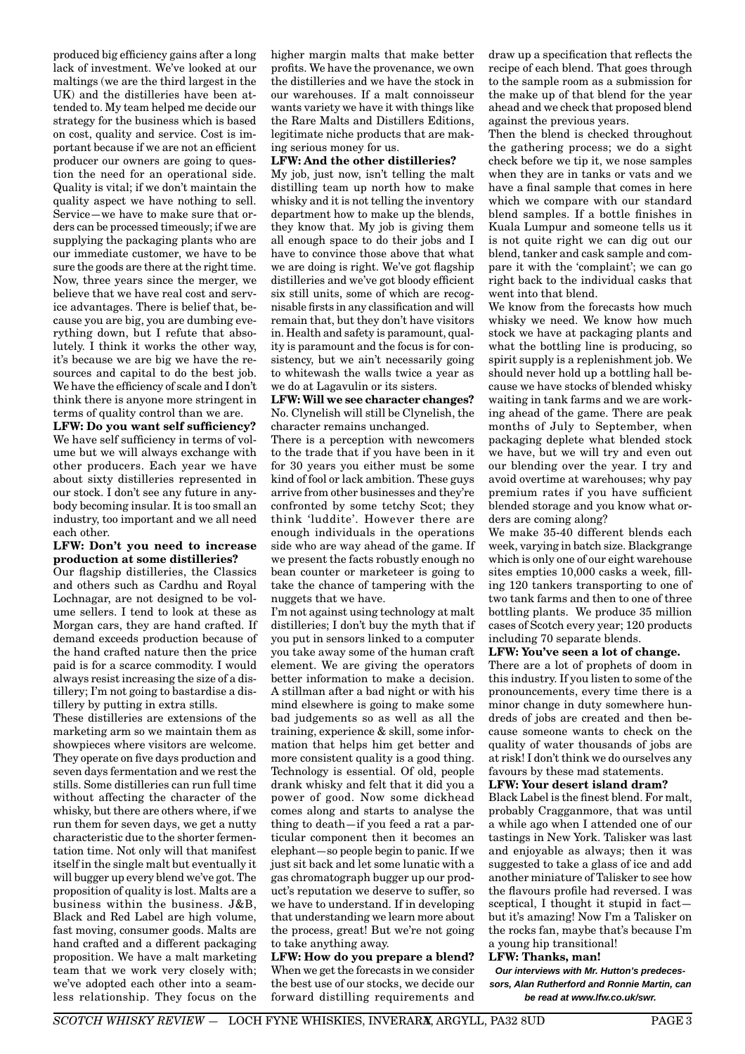produced big efficiency gains after a long lack of investment. We've looked at our maltings (we are the third largest in the UK) and the distilleries have been attended to. My team helped me decide our strategy for the business which is based on cost, quality and service. Cost is important because if we are not an efficient producer our owners are going to question the need for an operational side. Quality is vital; if we don't maintain the quality aspect we have nothing to sell. Service—we have to make sure that orders can be processed timeously; if we are supplying the packaging plants who are our immediate customer, we have to be sure the goods are there at the right time. Now, three years since the merger, we believe that we have real cost and service advantages. There is belief that, because you are big, you are dumbing everything down, but I refute that absolutely. I think it works the other way, it's because we are big we have the resources and capital to do the best job. We have the efficiency of scale and I don't think there is anyone more stringent in terms of quality control than we are.

**LFW: Do you want self sufficiency?**
We have self sufficiency in terms of volume but we will always exchange with other producers. Each year we have about sixty distilleries represented in our stock. I don't see any future in anybody becoming insular. It is too small an industry, too important and we all need each other.

**LFW: Don't you need to increase production at some distilleries?**
Our flagship distilleries, the Classics and others such as Cardhu and Royal Lochnagar, are not designed to be volume sellers. I tend to look at these as Morgan cars, they are hand crafted. If demand exceeds production because of the hand crafted nature then the price paid is for a scarce commodity. I would always resist increasing the size of a distillery; I'm not going to bastardise a distillery by putting in extra stills.

These distilleries are extensions of the marketing arm so we maintain them as showpieces where visitors are welcome. They operate on five days production and seven days fermentation and we rest the stills. Some distilleries can run full time without affecting the character of the whisky, but there are others where, if we run them for seven days, we get a nutty characteristic due to the shorter fermentation time. Not only will that manifest itself in the single malt but eventually it will bugger up every blend we've got. The proposition of quality is lost. Malts are a business within the business. J&B, Black and Red Label are high volume, fast moving, consumer goods. Malts are hand crafted and a different packaging proposition. We have a malt marketing team that we work very closely with; we've adopted each other into a seamless relationship. They focus on the higher margin malts that make better profits. We have the provenance, we own the distilleries and we have the stock in our warehouses. If a malt connoisseur wants variety we have it with things like the Rare Malts and Distillers Editions, legitimate niche products that are making serious money for us.

**LFW: And the other distilleries?**
My job, just now, isn't telling the malt distilling team up north how to make whisky and it is not telling the inventory department how to make up the blends, they know that. My job is giving them all enough space to do their jobs and I have to convince those above that what we are doing is right. We've got flagship distilleries and we've got bloody efficient six still units, some of which are recognisable firsts in any classification and will remain that, but they don't have visitors in. Health and safety is paramount, quality is paramount and the focus is for consistency, but we ain't necessarily going to whitewash the walls twice a year as we do at Lagavulin or its sisters.

**LFW: Will we see character changes?**
No. Clynelish will still be Clynelish, the character remains unchanged.

There is a perception with newcomers to the trade that if you have been in it for 30 years you either must be some kind of fool or lack ambition. These guys arrive from other businesses and they're confronted by some tetchy Scot; they think 'luddite'. However there are enough individuals in the operations side who are way ahead of the game. If we present the facts robustly enough no bean counter or marketeer is going to take the chance of tampering with the nuggets that we have.

I'm not against using technology at malt distilleries; I don't buy the myth that if you put in sensors linked to a computer you take away some of the human craft element. We are giving the operators better information to make a decision. A stillman after a bad night or with his mind elsewhere is going to make some bad judgements so as well as all the training, experience & skill, some information that helps him get better and more consistent quality is a good thing. Technology is essential. Of old, people drank whisky and felt that it did you a power of good. Now some dickhead comes along and starts to analyse the thing to death—if you feed a rat a particular component then it becomes an elephant—so people begin to panic. If we just sit back and let some lunatic with a gas chromatograph bugger up our product's reputation we deserve to suffer, so we have to understand. If in developing that understanding we learn more about the process, great! But we're not going to take anything away.

**LFW: How do you prepare a blend?**
When we get the forecasts in we consider the best use of our stocks, we decide our forward distilling requirements and draw up a specification that reflects the recipe of each blend. That goes through to the sample room as a submission for the make up of that blend for the year ahead and we check that proposed blend against the previous years.

Then the blend is checked throughout the gathering process; we do a sight check before we tip it, we nose samples when they are in tanks or vats and we have a final sample that comes in here which we compare with our standard blend samples. If a bottle finishes in Kuala Lumpur and someone tells us it is not quite right we can dig out our blend, tanker and cask sample and compare it with the 'complaint'; we can go right back to the individual casks that went into that blend.

We know from the forecasts how much whisky we need. We know how much stock we have at packaging plants and what the bottling line is producing, so spirit supply is a replenishment job. We should never hold up a bottling hall because we have stocks of blended whisky waiting in tank farms and we are working ahead of the game. There are peak months of July to September, when packaging deplete what blended stock we have, but we will try and even out our blending over the year. I try and avoid overtime at warehouses; why pay premium rates if you have sufficient blended storage and you know what orders are coming along?

We make 35-40 different blends each week, varying in batch size. Blackgrange which is only one of our eight warehouse sites empties 10,000 casks a week, filling 120 tankers transporting to one of two tank farms and then to one of three bottling plants. We produce 35 million cases of Scotch every year; 120 products including 70 separate blends.

**LFW: You've seen a lot of change.**
There are a lot of prophets of doom in this industry. If you listen to some of the pronouncements, every time there is a minor change in duty somewhere hundreds of jobs are created and then because someone wants to check on the quality of water thousands of jobs are at risk! I don't think we do ourselves any favours by these mad statements.

**LFW: Your desert island dram?**
Black Label is the finest blend. For malt, probably Cragganmore, that was until a while ago when I attended one of our tastings in New York. Talisker was last and enjoyable as always; then it was suggested to take a glass of ice and add another miniature of Talisker to see how the flavours profile had reversed. I was sceptical, I thought it stupid in fact—but it's amazing! Now I'm a Talisker on the rocks fan, maybe that's because I'm a young hip transitional!

**LFW: Thanks, man!**

***Our interviews with Mr. Hutton's predecessors, Alan Rutherford and Ronnie Martin, can be read at www.lfw.co.uk/swr.***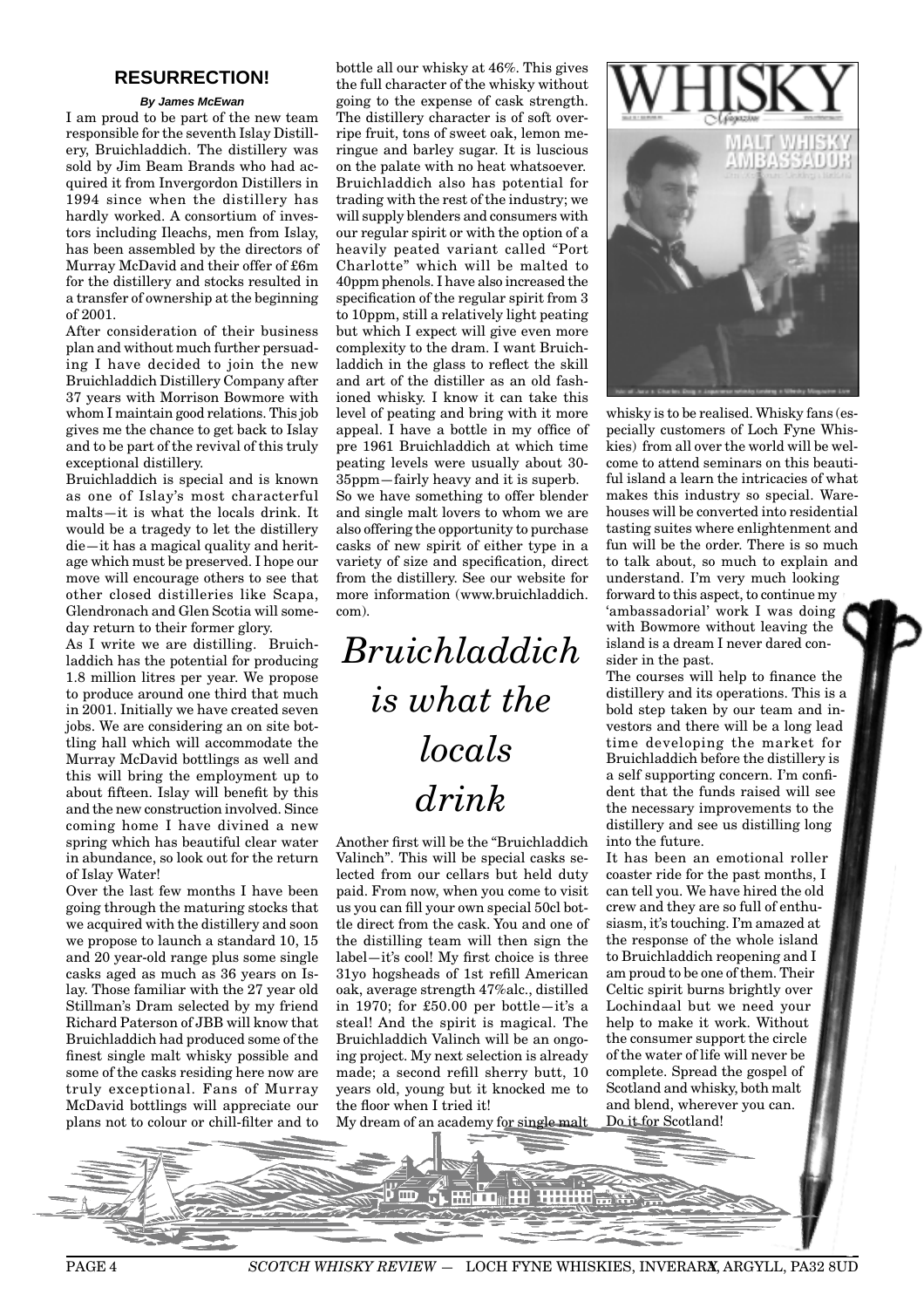## RESURRECTION!

***By James McEwan***

I am proud to be part of the new team responsible for the seventh Islay Distillery, Bruichladdich. The distillery was sold by Jim Beam Brands who had acquired it from Invergordon Distillers in 1994 since when the distillery has hardly worked. A consortium of investors including Ileachs, men from Islay, has been assembled by the directors of Murray McDavid and their offer of £6m for the distillery and stocks resulted in a transfer of ownership at the beginning of 2001.

After consideration of their business plan and without much further persuading I have decided to join the new Bruichladdich Distillery Company after 37 years with Morrison Bowmore with whom I maintain good relations. This job gives me the chance to get back to Islay and to be part of the revival of this truly exceptional distillery.

Bruichladdich is special and is known as one of Islay's most characterful malts—it is what the locals drink. It would be a tragedy to let the distillery die—it has a magical quality and heritage which must be preserved. I hope our move will encourage others to see that other closed distilleries like Scapa, Glendronach and Glen Scotia will someday return to their former glory.

As I write we are distilling. Bruichladdich has the potential for producing 1.8 million litres per year. We propose to produce around one third that much in 2001. Initially we have created seven jobs. We are considering an on site bottling hall which will accommodate the Murray McDavid bottlings as well and this will bring the employment up to about fifteen. Islay will benefit by this and the new construction involved. Since coming home I have divined a new spring which has beautiful clear water in abundance, so look out for the return of Islay Water!

Over the last few months I have been going through the maturing stocks that we acquired with the distillery and soon we propose to launch a standard 10, 15 and 20 year-old range plus some single casks aged as much as 36 years on Islay. Those familiar with the 27 year old Stillman's Dram selected by my friend Richard Paterson of JBB will know that Bruichladdich had produced some of the finest single malt whisky possible and some of the casks residing here now are truly exceptional. Fans of Murray McDavid bottlings will appreciate our plans not to colour or chill-filter and to bottle all our whisky at 46%. This gives the full character of the whisky without going to the expense of cask strength. The distillery character is of soft overripe fruit, tons of sweet oak, lemon meringue and barley sugar. It is luscious on the palate with no heat whatsoever. Bruichladdich also has potential for trading with the rest of the industry; we will supply blenders and consumers with our regular spirit or with the option of a heavily peated variant called "Port Charlotte" which will be malted to 40ppm phenols. I have also increased the specification of the regular spirit from 3 to 10ppm, still a relatively light peating but which I expect will give even more complexity to the dram. I want Bruichladdich in the glass to reflect the skill and art of the distiller as an old fashioned whisky. I know it can take this level of peating and bring with it more appeal. I have a bottle in my office of pre 1961 Bruichladdich at which time peating levels were usually about 30-35ppm—fairly heavy and it is superb.

So we have something to offer blender and single malt lovers to whom we are also offering the opportunity to purchase casks of new spirit of either type in a variety of size and specification, direct from the distillery. See our website for more information (www.bruichladdich.com).

*Bruichladdich is what the locals drink*

Another first will be the "Bruichladdich Valinch". This will be special casks selected from our cellars but held duty paid. From now, when you come to visit us you can fill your own special 50cl bottle direct from the cask. You and one of the distilling team will then sign the label—it's cool! My first choice is three 31yo hogsheads of 1st refill American oak, average strength 47%alc., distilled in 1970; for £50.00 per bottle—it's a steal! And the spirit is magical. The Bruichladdich Valinch will be an ongoing project. My next selection is already made; a second refill sherry butt, 10 years old, young but it knocked me to the floor when I tried it!

My dream of an academy for single malt whisky is to be realised. Whisky fans (especially customers of Loch Fyne Whiskies) from all over the world will be welcome to attend seminars on this beautiful island a learn the intricacies of what makes this industry so special. Warehouses will be converted into residential tasting suites where enlightenment and fun will be the order. There is so much to talk about, so much to explain and understand. I'm very much looking forward to this aspect, to continue my 'ambassadorial' work I was doing with Bowmore without leaving the island is a dream I never dared consider in the past.

The courses will help to finance the distillery and its operations. This is a bold step taken by our team and investors and there will be a long lead time developing the market for Bruichladdich before the distillery is a self supporting concern. I'm confident that the funds raised will see the necessary improvements to the distillery and see us distilling long into the future.

It has been an emotional roller coaster ride for the past months, I can tell you. We have hired the old crew and they are so full of enthusiasm, it's touching. I'm amazed at the response of the whole island to Bruichladdich reopening and I am proud to be one of them. Their Celtic spirit burns brightly over Lochindaal but we need your help to make it work. Without the consumer support the circle of the water of life will never be complete. Spread the gospel of Scotland and whisky, both malt and blend, wherever you can. Do it for Scotland!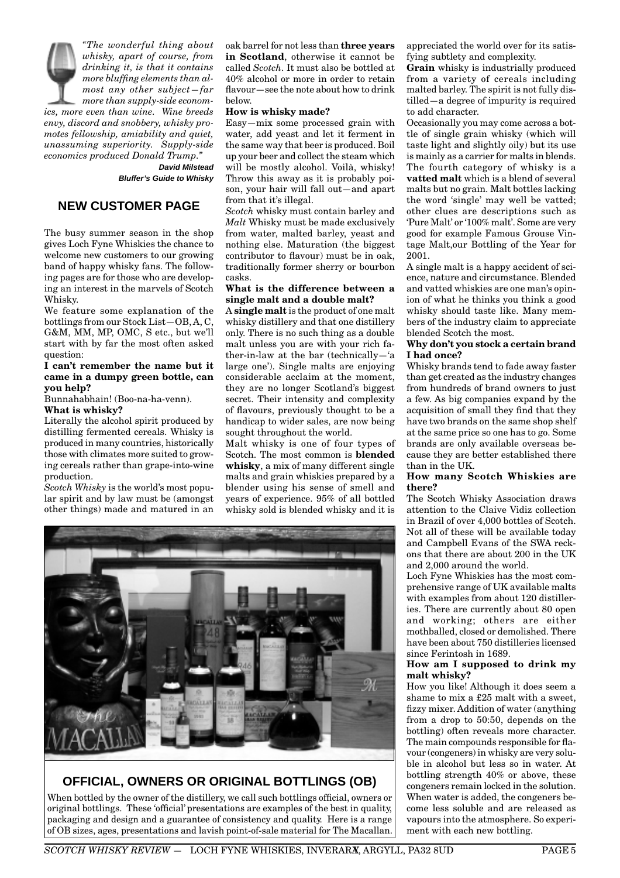*"The wonderful thing about whisky, apart of course, from drinking it, is that it contains more bluffing elements than almost any other subject—far more than supply-side economics, more even than wine. Wine breeds envy, discord and snobbery, whisky promotes fellowship, amiability and quiet, unassuming superiority. Supply-side economics produced Donald Trump."*

**David Milstead**
***Bluffer's Guide to Whisky***

## NEW CUSTOMER PAGE

The busy summer season in the shop gives Loch Fyne Whiskies the chance to welcome new customers to our growing band of happy whisky fans. The following pages are for those who are developing an interest in the marvels of Scotch Whisky.

We feature some explanation of the bottlings from our Stock List—OB, A, C, G&M, MM, MP, OMC, S etc., but we'll start with by far the most often asked question:

**I can't remember the name but it came in a dumpy green bottle, can you help?**

Bunnahabhain! (Boo-na-ha-venn).

**What is whisky?**

Literally the alcohol spirit produced by distilling fermented cereals. Whisky is produced in many countries, historically those with climates more suited to growing cereals rather than grape-into-wine production.

*Scotch Whisky* is the world's most popular spirit and by law must be (amongst other things) made and matured in an oak barrel for not less than **three years in Scotland**, otherwise it cannot be called *Scotch*. It must also be bottled at 40% alcohol or more in order to retain flavour—see the note about how to drink below.

**How is whisky made?**

Easy—mix some processed grain with water, add yeast and let it ferment in the same way that beer is produced. Boil up your beer and collect the steam which will be mostly alcohol. Voilà, whisky! Throw this away as it is probably poison, your hair will fall out—and apart from that it's illegal.

*Scotch* whisky must contain barley and *Malt* Whisky must be made exclusively from water, malted barley, yeast and nothing else. Maturation (the biggest contributor to flavour) must be in oak, traditionally former sherry or bourbon casks.

**What is the difference between a single malt and a double malt?**

A **single malt** is the product of one malt whisky distillery and that one distillery only. There is no such thing as a double malt unless you are with your rich father-in-law at the bar (technically—'a large one'). Single malts are enjoying considerable acclaim at the moment, they are no longer Scotland's biggest secret. Their intensity and complexity of flavours, previously thought to be a handicap to wider sales, are now being sought throughout the world.

Malt whisky is one of four types of Scotch. The most common is **blended whisky**, a mix of many different single malts and grain whiskies prepared by a blender using his sense of smell and years of experience. 95% of all bottled whisky sold is blended whisky and it is appreciated the world over for its satisfying subtlety and complexity.

**Grain** whisky is industrially produced from a variety of cereals including malted barley. The spirit is not fully distilled—a degree of impurity is required to add character.

Occasionally you may come across a bottle of single grain whisky (which will taste light and slightly oily) but its use is mainly as a carrier for malts in blends.

The fourth category of whisky is a **vatted malt** which is a blend of several malts but no grain. Malt bottles lacking the word 'single' may well be vatted; other clues are descriptions such as 'Pure Malt' or '100% malt'. Some are very good for example Famous Grouse Vintage Malt,our Bottling of the Year for 2001.

A single malt is a happy accident of science, nature and circumstance. Blended and vatted whiskies are one man's opinion of what he thinks you think a good whisky should taste like. Many members of the industry claim to appreciate blended Scotch the most.

**Why don't you stock a certain brand I had once?**

Whisky brands tend to fade away faster than get created as the industry changes from hundreds of brand owners to just a few. As big companies expand by the acquisition of small they find that they have two brands on the same shop shelf at the same price so one has to go. Some brands are only available overseas because they are better established there than in the UK.

**How many Scotch Whiskies are there?**

The Scotch Whisky Association draws attention to the Claive Vidiz collection in Brazil of over 4,000 bottles of Scotch. Not all of these will be available today and Campbell Evans of the SWA reckons that there are about 200 in the UK and 2,000 around the world.

Loch Fyne Whiskies has the most comprehensive range of UK available malts with examples from about 120 distilleries. There are currently about 80 open and working; others are either mothballed, closed or demolished. There have been about 750 distilleries licensed since Ferintosh in 1689.

**How am I supposed to drink my malt whisky?**

How you like! Although it does seem a shame to mix a £25 malt with a sweet, fizzy mixer. Addition of water (anything from a drop to 50:50, depends on the bottling) often reveals more character. The main compounds responsible for flavour (congeners) in whisky are very soluble in alcohol but less so in water. At bottling strength 40% or above, these congeners remain locked in the solution. When water is added, the congeners become less soluble and are released as vapours into the atmosphere. So experiment with each new bottling.

## OFFICIAL, OWNERS OR ORIGINAL BOTTLINGS (OB)

When bottled by the owner of the distillery, we call such bottlings official, owners or original bottlings. These 'official' presentations are examples of the best in quality, packaging and design and a guarantee of consistency and quality. Here is a range of OB sizes, ages, presentations and lavish point-of-sale material for The Macallan.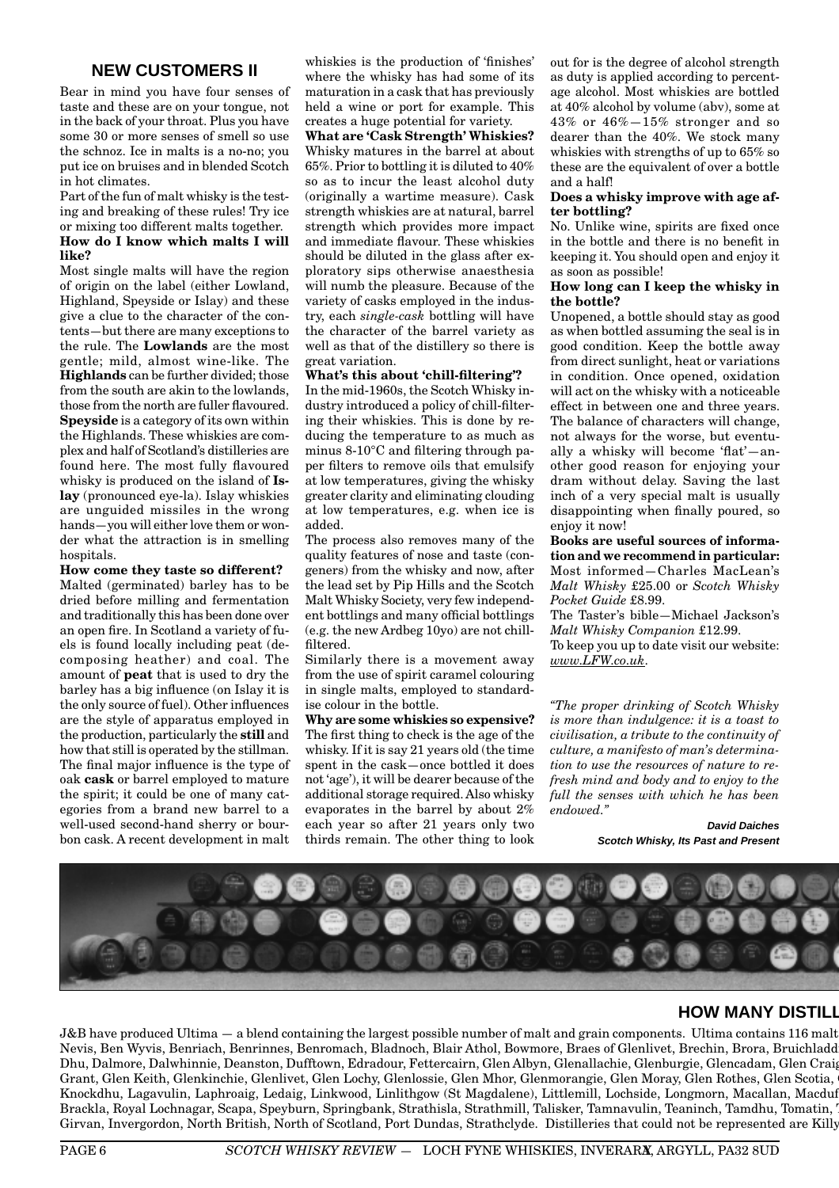## NEW CUSTOMERS II

Bear in mind you have four senses of taste and these are on your tongue, not in the back of your throat. Plus you have some 30 or more senses of smell so use the schnoz. Ice in malts is a no-no; you put ice on bruises and in blended Scotch in hot climates.

Part of the fun of malt whisky is the testing and breaking of these rules! Try ice or mixing too different malts together.

**How do I know which malts I will like?**

Most single malts will have the region of origin on the label (either Lowland, Highland, Speyside or Islay) and these give a clue to the character of the contents—but there are many exceptions to the rule. The **Lowlands** are the most gentle; mild, almost wine-like. The **Highlands** can be further divided; those from the south are akin to the lowlands, those from the north are fuller flavoured. **Speyside** is a category of its own within the Highlands. These whiskies are complex and half of Scotland's distilleries are found here. The most fully flavoured whisky is produced on the island of **Islay** (pronounced eye-la). Islay whiskies are unguided missiles in the wrong hands—you will either love them or wonder what the attraction is in smelling hospitals.

**How come they taste so different?**

Malted (germinated) barley has to be dried before milling and fermentation and traditionally this has been done over an open fire. In Scotland a variety of fuels is found locally including peat (decomposing heather) and coal. The amount of **peat** that is used to dry the barley has a big influence (on Islay it is the only source of fuel). Other influences are the style of apparatus employed in the production, particularly the **still** and how that still is operated by the stillman. The final major influence is the type of oak **cask** or barrel employed to mature the spirit; it could be one of many categories from a brand new barrel to a well-used second-hand sherry or bourbon cask. A recent development in malt whiskies is the production of 'finishes' where the whisky has had some of its maturation in a cask that has previously held a wine or port for example. This creates a huge potential for variety.

**What are 'Cask Strength' Whiskies?**

Whisky matures in the barrel at about 65%. Prior to bottling it is diluted to 40% so as to incur the least alcohol duty (originally a wartime measure). Cask strength whiskies are at natural, barrel strength which provides more impact and immediate flavour. These whiskies should be diluted in the glass after exploratory sips otherwise anaesthesia will numb the pleasure. Because of the variety of casks employed in the industry, each *single-cask* bottling will have the character of the barrel variety as well as that of the distillery so there is great variation.

**What's this about 'chill-filtering'?**

In the mid-1960s, the Scotch Whisky industry introduced a policy of chill-filtering their whiskies. This is done by reducing the temperature to as much as minus 8-10°C and filtering through paper filters to remove oils that emulsify at low temperatures, giving the whisky greater clarity and eliminating clouding at low temperatures, e.g. when ice is added.

The process also removes many of the quality features of nose and taste (congeners) from the whisky and now, after the lead set by Pip Hills and the Scotch Malt Whisky Society, very few independent bottlings and many official bottlings (e.g. the new Ardbeg 10yo) are not chill-filtered.

Similarly there is a movement away from the use of spirit caramel colouring in single malts, employed to standardise colour in the bottle.

**Why are some whiskies so expensive?**

The first thing to check is the age of the whisky. If it is say 21 years old (the time spent in the cask—once bottled it does not 'age'), it will be dearer because of the additional storage required. Also whisky evaporates in the barrel by about 2% each year so after 21 years only two thirds remain. The other thing to look out for is the degree of alcohol strength as duty is applied according to percentage alcohol. Most whiskies are bottled at 40% alcohol by volume (abv), some at 43% or 46%—15% stronger and so dearer than the 40%. We stock many whiskies with strengths of up to 65% so these are the equivalent of over a bottle and a half!

**Does a whisky improve with age after bottling?**

No. Unlike wine, spirits are fixed once in the bottle and there is no benefit in keeping it. You should open and enjoy it as soon as possible!

**How long can I keep the whisky in the bottle?**

Unopened, a bottle should stay as good as when bottled assuming the seal is in good condition. Keep the bottle away from direct sunlight, heat or variations in condition. Once opened, oxidation will act on the whisky with a noticeable effect in between one and three years. The balance of characters will change, not always for the worse, but eventually a whisky will become 'flat'—another good reason for enjoying your dram without delay. Saving the last inch of a very special malt is usually disappointing when finally poured, so enjoy it now!

**Books are useful sources of information and we recommend in particular:**

Most informed—Charles MacLean's *Malt Whisky* £25.00 or *Scotch Whisky Pocket Guide* £8.99.

The Taster's bible—Michael Jackson's *Malt Whisky Companion* £12.99.

To keep you up to date visit our website: www.LFW.co.uk.

*"The proper drinking of Scotch Whisky is more than indulgence: it is a toast to civilisation, a tribute to the continuity of culture, a manifesto of man's determination to use the resources of nature to refresh mind and body and to enjoy to the full the senses with which he has been endowed."*

**David Daiches**
***Scotch Whisky, Its Past and Present***

## HOW MANY DISTILL

J&B have produced Ultima — a blend containing the largest possible number of malt and grain components. Ultima contains 116 malt Nevis, Ben Wyvis, Benriach, Benrinnes, Benromach, Bladnoch, Blair Athol, Bowmore, Braes of Glenlivet, Brechin, Brora, Bruichladd Dhu, Dalmore, Dalwhinnie, Deanston, Dufftown, Edradour, Fettercairn, Glen Albyn, Glenallachie, Glenburgie, Glencadam, Glen Craig Grant, Glen Keith, Glenkinchie, Glenlivet, Glen Lochy, Glenlossie, Glen Mhor, Glenmorangie, Glen Moray, Glen Rothes, Glen Scotia, Knockdhu, Lagavulin, Laphroaig, Ledaig, Linkwood, Linlithgow (St Magdalene), Littlemill, Lochside, Longmorn, Macallan, Macduf Brackla, Royal Lochnagar, Scapa, Speyburn, Springbank, Strathisla, Strathmill, Talisker, Tamnavulin, Teaninch, Tamdhu, Tomatin, Girvan, Invergordon, North British, North of Scotland, Port Dundas, Strathclyde. Distilleries that could not be represented are Killy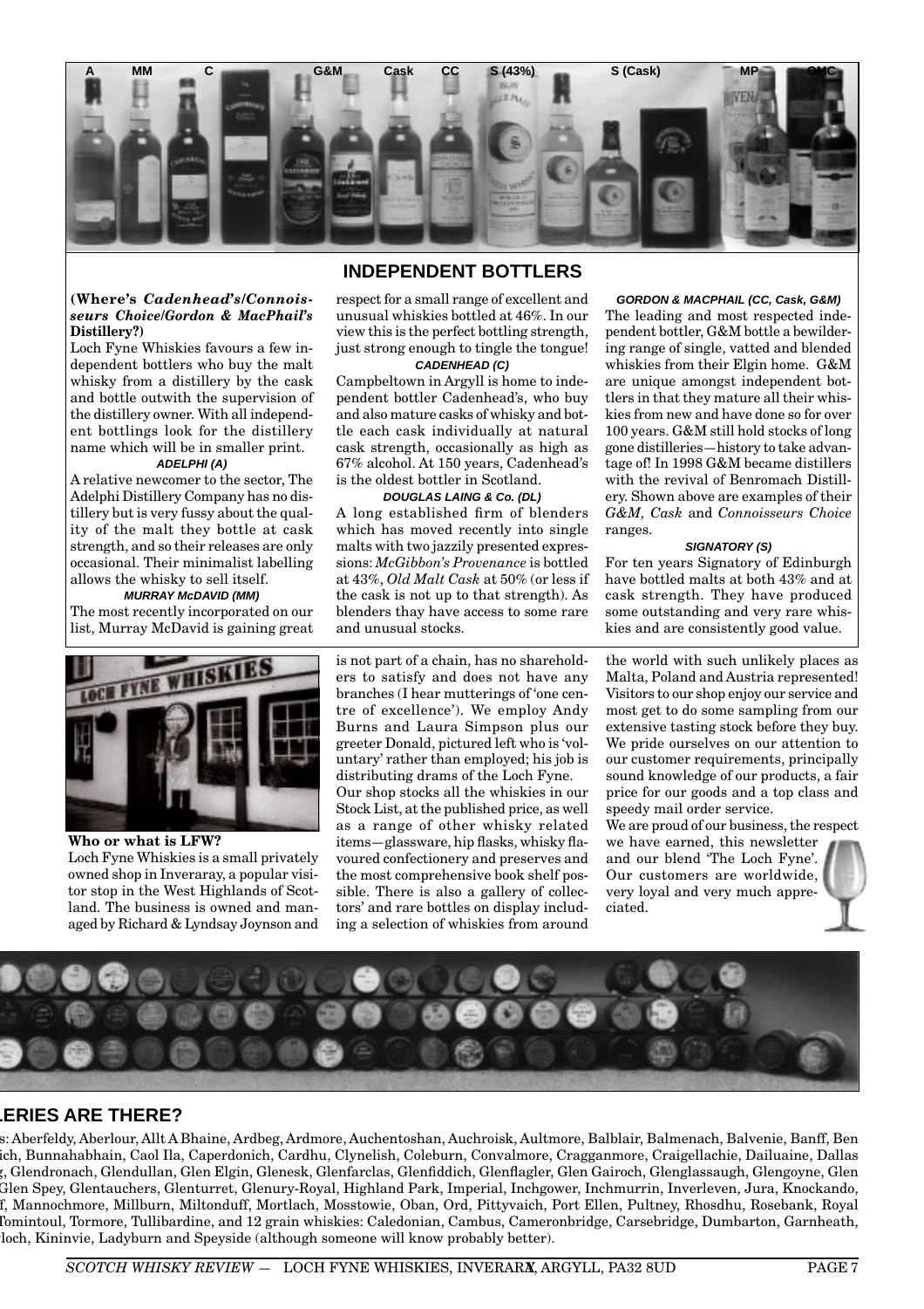## INDEPENDENT BOTTLERS

**(Where's *Cadenhead's/Connoisseurs Choice/Gordon & MacPhail's* Distillery?)**

Loch Fyne Whiskies favours a few independent bottlers who buy the malt whisky from a distillery by the cask and bottle outwith the supervision of the distillery owner. With all independent bottlings look for the distillery name which will be in smaller print.

**ADELPHI (A)**

A relative newcomer to the sector, The Adelphi Distillery Company has no distillery but is very fussy about the quality of the malt they bottle at cask strength, and so their releases are only occasional. Their minimalist labelling allows the whisky to sell itself.

**MURRAY McDAVID (MM)**

The most recently incorporated on our list, Murray McDavid is gaining great respect for a small range of excellent and unusual whiskies bottled at 46%. In our view this is the perfect bottling strength, just strong enough to tingle the tongue!

**CADENHEAD (C)**

Campbeltown in Argyll is home to independent bottler Cadenhead's, who buy and also mature casks of whisky and bottle each cask individually at natural cask strength, occasionally as high as 67% alcohol. At 150 years, Cadenhead's is the oldest bottler in Scotland.

**DOUGLAS LAING & Co. (DL)**

A long established firm of blenders which has moved recently into single malts with two jazzily presented expressions: *McGibbon's Provenance* is bottled at 43%, *Old Malt Cask* at 50% (or less if the cask is not up to that strength). As blenders thay have access to some rare and unusual stocks.

**GORDON & MACPHAIL (CC, Cask, G&M)**

The leading and most respected independent bottler, G&M bottle a bewildering range of single, vatted and blended whiskies from their Elgin home. G&M are unique amongst independent bottlers in that they mature all their whiskies from new and have done so for over 100 years. G&M still hold stocks of long gone distilleries—history to take advantage of! In 1998 G&M became distillers with the revival of Benromach Distillery. Shown above are examples of their *G&M, Cask* and *Connoisseurs Choice* ranges.

**SIGNATORY (S)**

For ten years Signatory of Edinburgh have bottled malts at both 43% and at cask strength. They have produced some outstanding and very rare whiskies and are consistently good value.

**Who or what is LFW?**

Loch Fyne Whiskies is a small privately owned shop in Inveraray, a popular visitor stop in the West Highlands of Scotland. The business is owned and managed by Richard & Lyndsay Joynson and is not part of a chain, has no shareholders to satisfy and does not have any branches (I hear mutterings of 'one centre of excellence'). We employ Andy Burns and Laura Simpson plus our greeter Donald, pictured left who is 'voluntary' rather than employed; his job is distributing drams of the Loch Fyne.

Our shop stocks all the whiskies in our Stock List, at the published price, as well as a range of other whisky related items—glassware, hip flasks, whisky flavoured confectionery and preserves and the most comprehensive book shelf possible. There is also a gallery of collectors' and rare bottles on display including a selection of whiskies from around the world with such unlikely places as Malta, Poland and Austria represented! Visitors to our shop enjoy our service and most get to do some sampling from our extensive tasting stock before they buy. We pride ourselves on our attention to our customer requirements, principally sound knowledge of our products, a fair price for our goods and a top class and speedy mail order service.

We are proud of our business, the respect we have earned, this newsletter and our blend 'The Loch Fyne'. Our customers are worldwide, very loyal and very much appreciated.

## ...LERIES ARE THERE?

...s: Aberfeldy, Aberlour, Allt A Bhaine, Ardbeg, Ardmore, Auchentoshan, Auchroisk, Aultmore, Balblair, Balmenach, Balvenie, Banff, Ben ...ich, Bunnahabhain, Caol Ila, Caperdonich, Cardhu, Clynelish, Coleburn, Convalmore, Cragganmore, Craigellachie, Dailuaine, Dallas ...g, Glendronach, Glendullan, Glen Elgin, Glenesk, Glenfarclas, Glenfiddich, Glenflagler, Glen Gairoch, Glenglassaugh, Glengoyne, Glen ...Glen Spey, Glentauchers, Glenturret, Glenury-Royal, Highland Park, Imperial, Inchgower, Inchmurrin, Inverleven, Jura, Knockando, ...f, Mannochmore, Millburn, Miltonduff, Mortlach, Mosstowie, Oban, Ord, Pittyvaich, Port Ellen, Pultney, Rhosdhu, Rosebank, Royal ...Tomintoul, Tormore, Tullibardine, and 12 grain whiskies: Caledonian, Cambus, Cameronbridge, Carsebridge, Dumbarton, Garnheath, ...loch, Kininvie, Ladyburn and Speyside (although someone will know probably better).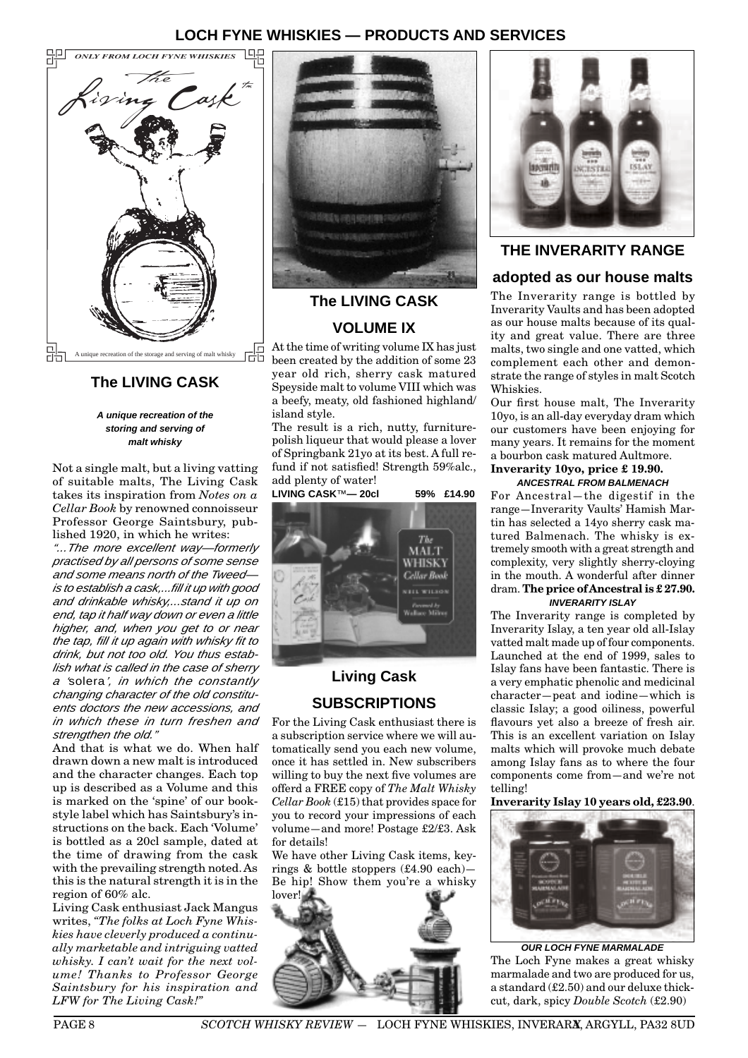# LOCH FYNE WHISKIES — PRODUCTS AND SERVICES

ONLY FROM LOCH FYNE WHISKIES

The Living Cask™

A unique recreation of the storage and serving of malt whisky

## The LIVING CASK

***A unique recreation of the storing and serving of malt whisky***

Not a single malt, but a living vatting of suitable malts, The Living Cask takes its inspiration from *Notes on a Cellar Book* by renowned connoisseur Professor George Saintsbury, published 1920, in which he writes:

*"...The more excellent way—formerly practised by all persons of some sense and some means north of the Tweed—is to establish a cask,...fill it up with good and drinkable whisky,...stand it up on end, tap it half way down or even a little higher, and, when you get to or near the tap, fill it up again with whisky fit to drink, but not too old. You thus establish what is called in the case of sherry a 'solera', in which the constantly changing character of the old constituents doctors the new accessions, and in which these in turn freshen and strengthen the old."*

And that is what we do. When half drawn down a new malt is introduced and the character changes. Each top up is described as a Volume and this is marked on the 'spine' of our book-style label which has Saintsbury's instructions on the back. Each 'Volume' is bottled as a 20cl sample, dated at the time of drawing from the cask with the prevailing strength noted. As this is the natural strength it is in the region of 60% alc.

Living Cask enthusiast Jack Mangus writes, *"The folks at Loch Fyne Whiskies have cleverly produced a continually marketable and intriguing vatted whisky. I can't wait for the next volume! Thanks to Professor George Saintsbury for his inspiration and LFW for The Living Cask!"*

## The LIVING CASK

## VOLUME IX

At the time of writing volume IX has just been created by the addition of some 23 year old rich, sherry cask matured Speyside malt to volume VIII which was a beefy, meaty, old fashioned highland/island style.

The result is a rich, nutty, furniture-polish liqueur that would please a lover of Springbank 21yo at its best. A full refund if not satisfied! Strength 59%alc., add plenty of water!

**LIVING CASK™— 20cl 59% £14.90**

## Living Cask

## SUBSCRIPTIONS

For the Living Cask enthusiast there is a subscription service where we will automatically send you each new volume, once it has settled in. New subscribers willing to buy the next five volumes are offerd a FREE copy of *The Malt Whisky Cellar Book* (£15) that provides space for you to record your impressions of each volume—and more! Postage £2/£3. Ask for details!

We have other Living Cask items, key-rings & bottle stoppers (£4.90 each)—Be hip! Show them you're a whisky lover!

## THE INVERARITY RANGE

## adopted as our house malts

The Inverarity range is bottled by Inverarity Vaults and has been adopted as our house malts because of its quality and great value. There are three malts, two single and one vatted, which complement each other and demonstrate the range of styles in malt Scotch Whiskies.

Our first house malt, The Inverarity 10yo, is an all-day everyday dram which our customers have been enjoying for many years. It remains for the moment a bourbon cask matured Aultmore.

**Inverarity 10yo, price £ 19.90.**

***ANCESTRAL FROM BALMENACH***

For Ancestral—the digestif in the range—Inverarity Vaults' Hamish Martin has selected a 14yo sherry cask matured Balmenach. The whisky is extremely smooth with a great strength and complexity, very slightly sherry-cloying in the mouth. A wonderful after dinner dram. **The price of Ancestral is £ 27.90.**

***INVERARITY ISLAY***

The Inverarity range is completed by Inverarity Islay, a ten year old all-Islay vatted malt made up of four components. Launched at the end of 1999, sales to Islay fans have been fantastic. There is a very emphatic phenolic and medicinal character—peat and iodine—which is classic Islay; a good oiliness, powerful flavours yet also a breeze of fresh air. This is an excellent variation on Islay malts which will provoke much debate among Islay fans as to where the four components come from—and we're not telling!

**Inverarity Islay 10 years old, £23.90**.

***OUR LOCH FYNE MARMALADE***

The Loch Fyne makes a great whisky marmalade and two are produced for us, a standard (£2.50) and our deluxe thick-cut, dark, spicy *Double Scotch* (£2.90)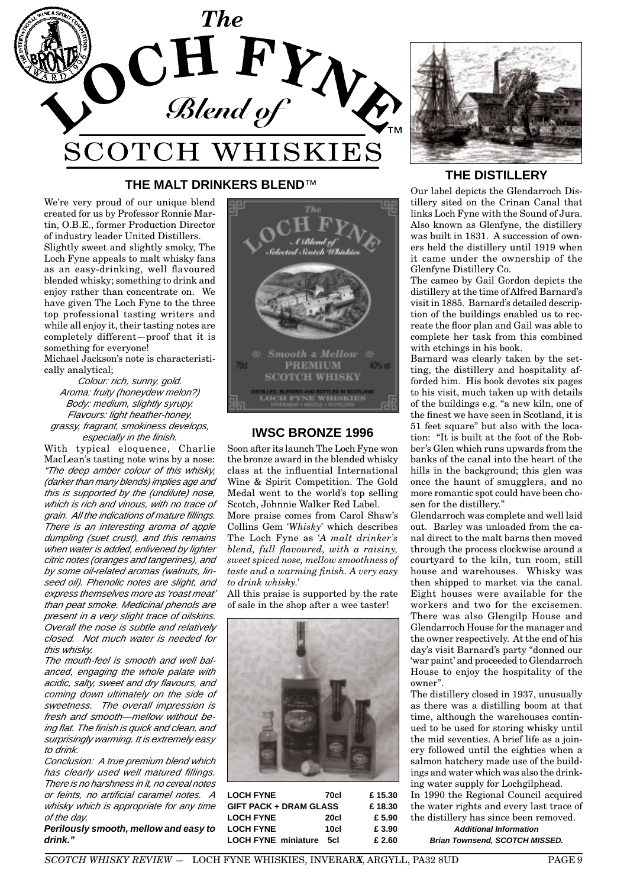# The LOCH FYNE Blend of SCOTCH WHISKIES™

## THE MALT DRINKERS BLEND™

We're very proud of our unique blend created for us by Professor Ronnie Martin, O.B.E., former Production Director of industry leader United Distillers.

Slightly sweet and slightly smoky, The Loch Fyne appeals to malt whisky fans as an easy-drinking, well flavoured blended whisky; something to drink and enjoy rather than concentrate on. We have given The Loch Fyne to the three top professional tasting writers and while all enjoy it, their tasting notes are completely different—proof that it is something for everyone!

Michael Jackson's note is characteristically analytical;

*Colour: rich, sunny, gold.*
*Aroma: fruity (honeydew melon?)*
*Body: medium, slightly syrupy.*
*Flavours: light heather-honey, grassy, fragrant, smokiness develops, especially in the finish.*

With typical eloquence, Charlie MacLean's tasting note wins by a nose: *"The deep amber colour of this whisky, (darker than many blends) implies age and this is supported by the (undilute) nose, which is rich and vinous, with no trace of grain. All the indications of mature fillings. There is an interesting aroma of apple dumpling (suet crust), and this remains when water is added, enlivened by lighter citric notes (oranges and tangerines), and by some oil-related aromas (walnuts, linseed oil). Phenolic notes are slight, and express themselves more as 'roast meat' than peat smoke. Medicinal phenols are present in a very slight trace of oilskins. Overall the nose is subtle and relatively closed. Not much water is needed for this whisky.*

*The mouth-feel is smooth and well balanced, engaging the whole palate with acidic, salty, sweet and dry flavours, and coming down ultimately on the side of sweetness. The overall impression is fresh and smooth—mellow without being flat. The finish is quick and clean, and surprisingly warming. It is extremely easy to drink.*

*Conclusion: A true premium blend which has clearly used well matured fillings. There is no harshness in it, no cereal notes or feints, no artificial caramel notes. A whisky which is appropriate for any time of the day.*

***Perilously smooth, mellow and easy to drink."***

## IWSC BRONZE 1996

Soon after its launch The Loch Fyne won the bronze award in the blended whisky class at the influential International Wine & Spirit Competition. The Gold Medal went to the world's top selling Scotch, Johnnie Walker Red Label.

More praise comes from Carol Shaw's Collins Gem *'Whisky'* which describes The Loch Fyne as *'A malt drinker's blend, full flavoured, with a raisiny, sweet spiced nose, mellow smoothness of taste and a warming finish. A very easy to drink whisky.'*

All this praise is supported by the rate of sale in the shop after a wee taster!

| | | |
|---|---|---|
| **LOCH FYNE** | **70cl** | **£ 15.30** |
| **GIFT PACK + DRAM GLASS** | | **£ 18.30** |
| **LOCH FYNE** | **20cl** | **£ 5.90** |
| **LOCH FYNE** | **10cl** | **£ 3.90** |
| **LOCH FYNE miniature** | **5cl** | **£ 2.60** |

## THE DISTILLERY

Our label depicts the Glendarroch Distillery sited on the Crinan Canal that links Loch Fyne with the Sound of Jura. Also known as Glenfyne, the distillery was built in 1831. A succession of owners held the distillery until 1919 when it came under the ownership of the Glenfyne Distillery Co.

The cameo by Gail Gordon depicts the distillery at the time of Alfred Barnard's visit in 1885. Barnard's detailed description of the buildings enabled us to recreate the floor plan and Gail was able to complete her task from this combined with etchings in his book.

Barnard was clearly taken by the setting, the distillery and hospitality afforded him. His book devotes six pages to his visit, much taken up with details of the buildings e.g. "a new kiln, one of the finest we have seen in Scotland, it is 51 feet square" but also with the location: "It is built at the foot of the Robber's Glen which runs upwards from the banks of the canal into the heart of the hills in the background; this glen was once the haunt of smugglers, and no more romantic spot could have been chosen for the distillery."

Glendarroch was complete and well laid out. Barley was unloaded from the canal direct to the malt barns then moved through the process clockwise around a courtyard to the kiln, tun room, still house and warehouses. Whisky was then shipped to market via the canal. Eight houses were available for the workers and two for the excisemen. There was also Glengilp House and Glendarroch House for the manager and the owner respectively. At the end of his day's visit Barnard's party "donned our 'war paint' and proceeded to Glendarroch House to enjoy the hospitality of the owner".

The distillery closed in 1937, unusually as there was a distilling boom at that time, although the warehouses continued to be used for storing whisky until the mid seventies. A brief life as a joinery followed until the eighties when a salmon hatchery made use of the buildings and water which was also the drinking water supply for Lochgilphead.

In 1990 the Regional Council acquired the water rights and every last trace of the distillery has since been removed.

***Additional Information***
***Brian Townsend, SCOTCH MISSED.***

*SCOTCH WHISKY REVIEW* — LOCH FYNE WHISKIES, INVERARAY, ARGYLL, PA32 8UD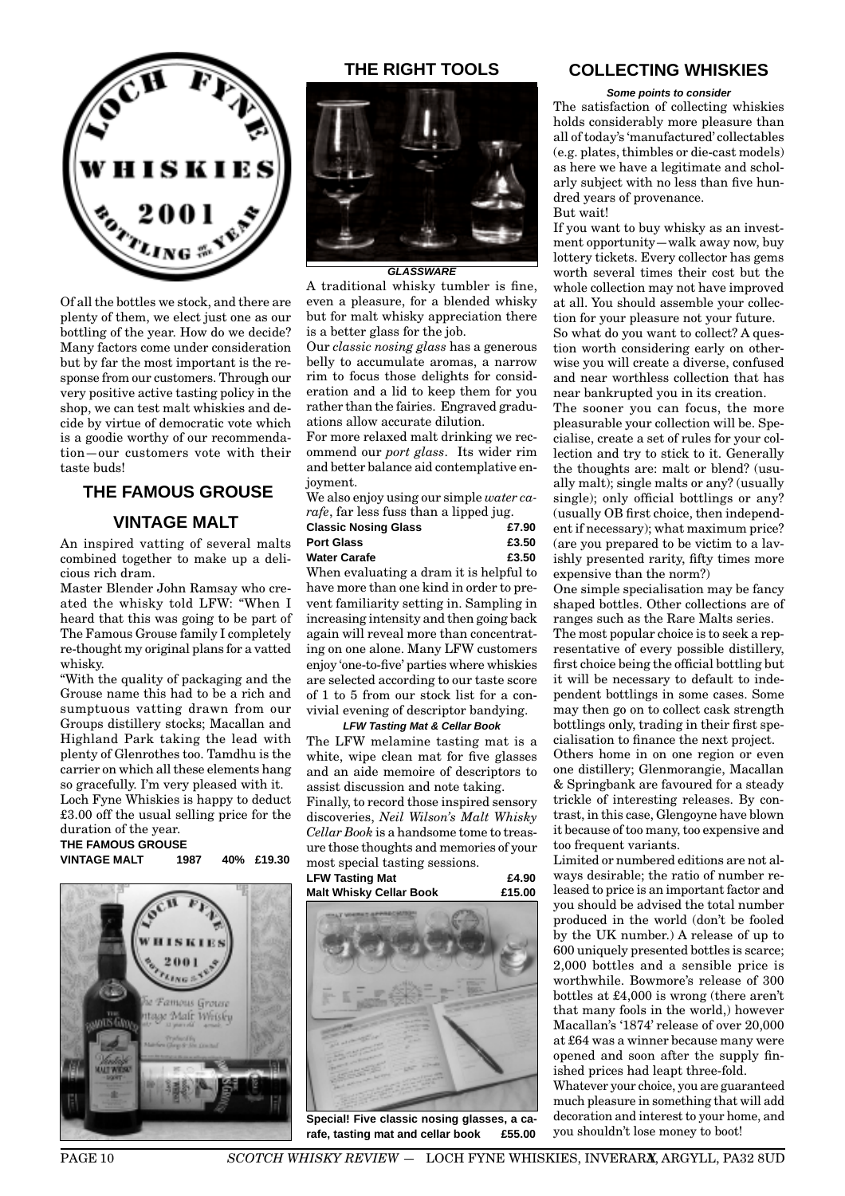Of all the bottles we stock, and there are plenty of them, we elect just one as our bottling of the year. How do we decide? Many factors come under consideration but by far the most important is the response from our customers. Through our very positive active tasting policy in the shop, we can test malt whiskies and decide by virtue of democratic vote which is a goodie worthy of our recommendation—our customers vote with their taste buds!

## THE FAMOUS GROUSE

## VINTAGE MALT

An inspired vatting of several malts combined together to make up a delicious rich dram.

Master Blender John Ramsay who created the whisky told LFW: "When I heard that this was going to be part of The Famous Grouse family I completely re-thought my original plans for a vatted whisky.

"With the quality of packaging and the Grouse name this had to be a rich and sumptuous vatting drawn from our Groups distillery stocks; Macallan and Highland Park taking the lead with plenty of Glenrothes too. Tamdhu is the carrier on which all these elements hang so gracefully. I'm very pleased with it.

Loch Fyne Whiskies is happy to deduct £3.00 off the usual selling price for the duration of the year.

| THE FAMOUS GROUSE | | | |
|---|---|---|---|
| VINTAGE MALT | 1987 | 40% | £19.30 |

## THE RIGHT TOOLS

*GLASSWARE*

A traditional whisky tumbler is fine, even a pleasure, for a blended whisky but for malt whisky appreciation there is a better glass for the job.

Our *classic nosing glass* has a generous belly to accumulate aromas, a narrow rim to focus those delights for consideration and a lid to keep them for you rather than the fairies. Engraved graduations allow accurate dilution.

For more relaxed malt drinking we recommend our *port glass*. Its wider rim and better balance aid contemplative enjoyment.

We also enjoy using our simple *water carafe*, far less fuss than a lipped jug.

| | |
|---|---|
| **Classic Nosing Glass** | **£7.90** |
| **Port Glass** | **£3.50** |
| **Water Carafe** | **£3.50** |

When evaluating a dram it is helpful to have more than one kind in order to prevent familiarity setting in. Sampling in increasing intensity and then going back again will reveal more than concentrating on one alone. Many LFW customers enjoy 'one-to-five' parties where whiskies are selected according to our taste score of 1 to 5 from our stock list for a convivial evening of descriptor bandying.

***LFW Tasting Mat & Cellar Book***

The LFW melamine tasting mat is a white, wipe clean mat for five glasses and an aide memoire of descriptors to assist discussion and note taking.

Finally, to record those inspired sensory discoveries, *Neil Wilson's Malt Whisky Cellar Book* is a handsome tome to treasure those thoughts and memories of your most special tasting sessions.

| | |
|---|---|
| **LFW Tasting Mat** | **£4.90** |
| **Malt Whisky Cellar Book** | **£15.00** |

**Special! Five classic nosing glasses, a carafe, tasting mat and cellar book £55.00**

## COLLECTING WHISKIES

***Some points to consider***

The satisfaction of collecting whiskies holds considerably more pleasure than all of today's 'manufactured' collectables (e.g. plates, thimbles or die-cast models) as here we have a legitimate and scholarly subject with no less than five hundred years of provenance.

But wait!

If you want to buy whisky as an investment opportunity—walk away now, buy lottery tickets. Every collector has gems worth several times their cost but the whole collection may not have improved at all. You should assemble your collection for your pleasure not your future.

So what do you want to collect? A question worth considering early on otherwise you will create a diverse, confused and near worthless collection that has near bankrupted you in its creation.

The sooner you can focus, the more pleasurable your collection will be. Specialise, create a set of rules for your collection and try to stick to it. Generally the thoughts are: malt or blend? (usually malt); single malts or any? (usually single); only official bottlings or any? (usually OB first choice, then independent if necessary); what maximum price? (are you prepared to be victim to a lavishly presented rarity, fifty times more expensive than the norm?)

One simple specialisation may be fancy shaped bottles. Other collections are of ranges such as the Rare Malts series.

The most popular choice is to seek a representative of every possible distillery, first choice being the official bottling but it will be necessary to default to independent bottlings in some cases. Some may then go on to collect cask strength bottlings only, trading in their first specialisation to finance the next project.

Others home in on one region or even one distillery; Glenmorangie, Macallan & Springbank are favoured for a steady trickle of interesting releases. By contrast, in this case, Glengoyne have blown it because of too many, too expensive and too frequent variants.

Limited or numbered editions are not always desirable; the ratio of number released to price is an important factor and you should be advised the total number produced in the world (don't be fooled by the UK number.) A release of up to 600 uniquely presented bottles is scarce; 2,000 bottles and a sensible price is worthwhile. Bowmore's release of 300 bottles at £4,000 is wrong (there aren't that many fools in the world,) however Macallan's '1874' release of over 20,000 at £64 was a winner because many were opened and soon after the supply finished prices had leapt three-fold.

Whatever your choice, you are guaranteed much pleasure in something that will add decoration and interest to your home, and you shouldn't lose money to boot!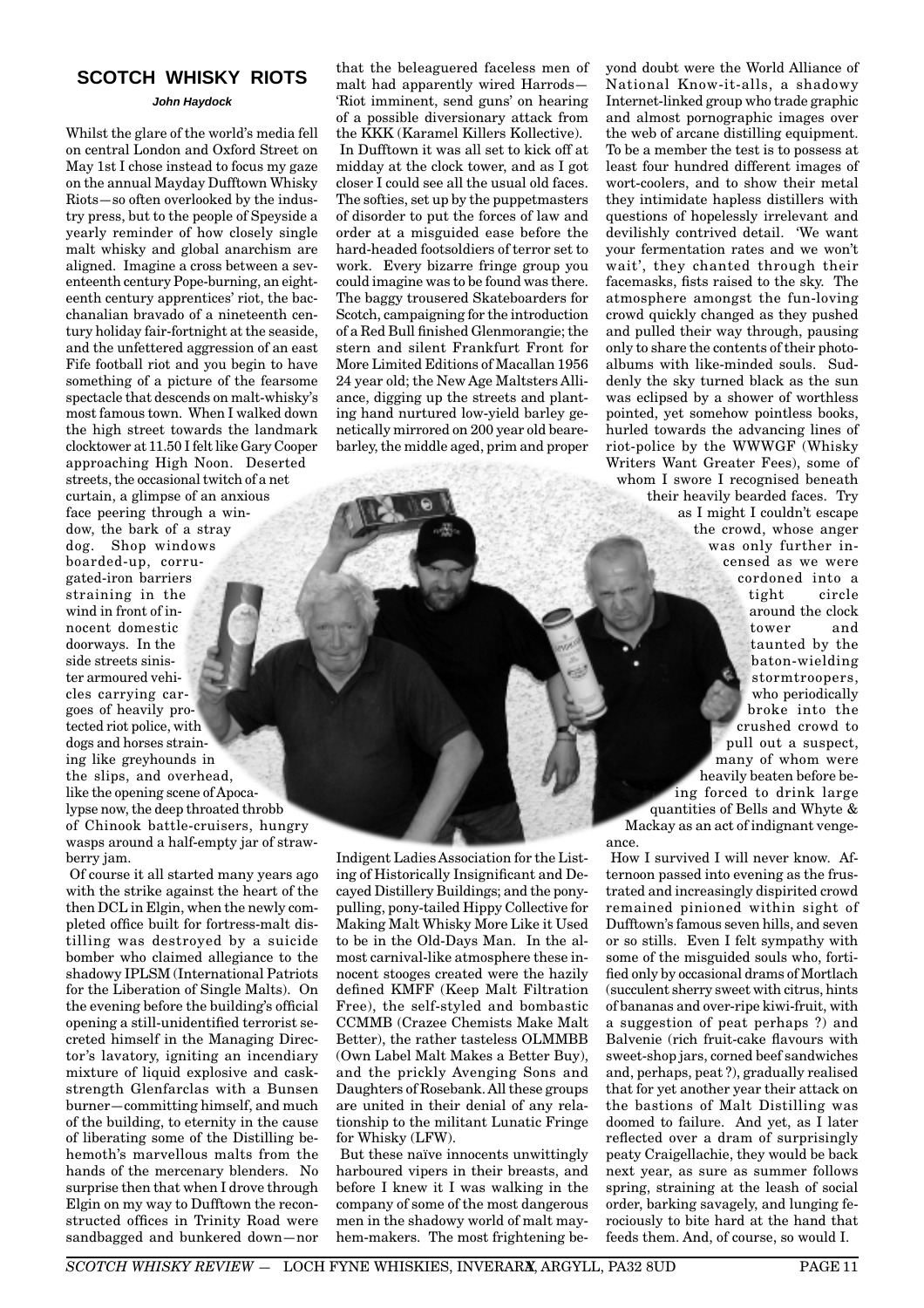## SCOTCH WHISKY RIOTS

***John Haydock***

Whilst the glare of the world's media fell on central London and Oxford Street on May 1st I chose instead to focus my gaze on the annual Mayday Dufftown Whisky Riots—so often overlooked by the industry press, but to the people of Speyside a yearly reminder of how closely single malt whisky and global anarchism are aligned. Imagine a cross between a seventeenth century Pope-burning, an eighteenth century apprentices' riot, the bacchanalian bravado of a nineteenth century holiday fair-fortnight at the seaside, and the unfettered aggression of an east Fife football riot and you begin to have something of a picture of the fearsome spectacle that descends on malt-whisky's most famous town. When I walked down the high street towards the landmark clocktower at 11.50 I felt like Gary Cooper approaching High Noon. Deserted streets, the occasional twitch of a net curtain, a glimpse of an anxious face peering through a window, the bark of a stray dog. Shop windows boarded-up, corrugated-iron barriers straining in the wind in front of innocent domestic doorways. In the side streets sinister armoured vehicles carrying cargoes of heavily protected riot police, with dogs and horses straining like greyhounds in the slips, and overhead, like the opening scene of Apocalypse now, the deep throated throbb of Chinook battle-cruisers, hungry wasps around a half-empty jar of strawberry jam.

Of course it all started many years ago with the strike against the heart of the then DCL in Elgin, when the newly completed office built for fortress-malt distilling was destroyed by a suicide bomber who claimed allegiance to the shadowy IPLSM (International Patriots for the Liberation of Single Malts). On the evening before the building's official opening a still-unidentified terrorist secreted himself in the Managing Director's lavatory, igniting an incendiary mixture of liquid explosive and cask-strength Glenfarclas with a Bunsen burner—committing himself, and much of the building, to eternity in the cause of liberating some of the Distilling behemoth's marvellous malts from the hands of the mercenary blenders. No surprise then that when I drove through Elgin on my way to Dufftown the reconstructed offices in Trinity Road were sandbagged and bunkered down—nor that the beleaguered faceless men of malt had apparently wired Harrods—'Riot imminent, send guns' on hearing of a possible diversionary attack from the KKK (Karamel Killers Kollective).

In Dufftown it was all set to kick off at midday at the clock tower, and as I got closer I could see all the usual old faces. The softies, set up by the puppetmasters of disorder to put the forces of law and order at a misguided ease before the hard-headed footsoldiers of terror set to work. Every bizarre fringe group you could imagine was to be found was there. The baggy trousered Skateboarders for Scotch, campaigning for the introduction of a Red Bull finished Glenmorangie; the stern and silent Frankfurt Front for More Limited Editions of Macallan 1956 24 year old; the New Age Maltsters Alliance, digging up the streets and planting hand nurtured low-yield barley genetically mirrored on 200 year old beare-barley, the middle aged, prim and proper Indigent Ladies Association for the Listing of Historically Insignificant and Decayed Distillery Buildings; and the pony-pulling, pony-tailed Hippy Collective for Making Malt Whisky More Like it Used to be in the Old-Days Man. In the almost carnival-like atmosphere these innocent stooges created were the hazily defined KMFF (Keep Malt Filtration Free), the self-styled and bombastic CCMMB (Crazee Chemists Make Malt Better), the rather tasteless OLMMBB (Own Label Malt Makes a Better Buy), and the prickly Avenging Sons and Daughters of Rosebank. All these groups are united in their denial of any relationship to the militant Lunatic Fringe for Whisky (LFW).

But these naïve innocents unwittingly harboured vipers in their breasts, and before I knew it I was walking in the company of some of the most dangerous men in the shadowy world of malt mayhem-makers. The most frightening beyond doubt were the World Alliance of National Know-it-alls, a shadowy Internet-linked group who trade graphic and almost pornographic images over the web of arcane distilling equipment. To be a member the test is to possess at least four hundred different images of wort-coolers, and to show their metal they intimidate hapless distillers with questions of hopelessly irrelevant and devilishly contrived detail. 'We want your fermentation rates and we won't wait', they chanted through their facemasks, fists raised to the sky. The atmosphere amongst the fun-loving crowd quickly changed as they pushed and pulled their way through, pausing only to share the contents of their photo-albums with like-minded souls. Suddenly the sky turned black as the sun was eclipsed by a shower of worthless pointed, yet somehow pointless books, hurled towards the advancing lines of riot-police by the WWWGF (Whisky Writers Want Greater Fees), some of whom I swore I recognised beneath their heavily bearded faces. Try as I might I couldn't escape the crowd, whose anger was only further incensed as we were cordoned into a tight circle around the clock tower and taunted by the baton-wielding stormtroopers, who periodically broke into the crushed crowd to pull out a suspect, many of whom were heavily beaten before being forced to drink large quantities of Bells and Whyte & Mackay as an act of indignant vengeance.

How I survived I will never know. Afternoon passed into evening as the frustrated and increasingly dispirited crowd remained pinioned within sight of Dufftown's famous seven hills, and seven or so stills. Even I felt sympathy with some of the misguided souls who, fortified only by occasional drams of Mortlach (succulent sherry sweet with citrus, hints of bananas and over-ripe kiwi-fruit, with a suggestion of peat perhaps ?) and Balvenie (rich fruit-cake flavours with sweet-shop jars, corned beef sandwiches and, perhaps, peat ?), gradually realised that for yet another year their attack on the bastions of Malt Distilling was doomed to failure. And yet, as I later reflected over a dram of surprisingly peaty Craigellachie, they would be back next year, as sure as summer follows spring, straining at the leash of social order, barking savagely, and lunging ferociously to bite hard at the hand that feeds them. And, of course, so would I.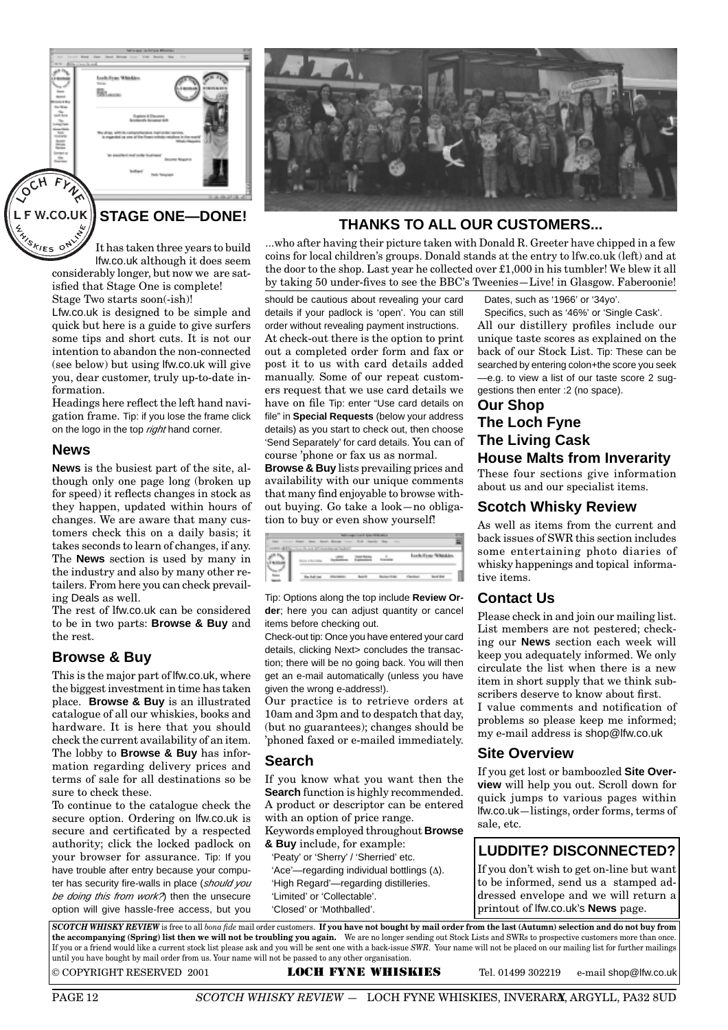## STAGE ONE—DONE!

It has taken three years to build lfw.co.uk although it does seem considerably longer, but now we are satisfied that Stage One is complete! Stage Two starts soon(-ish)!

Lfw.co.uk is designed to be simple and quick but here is a guide to give surfers some tips and short cuts. It is not our intention to abandon the non-connected (see below) but using lfw.co.uk will give you, dear customer, truly up-to-date information.

Headings here reflect the left hand navigation frame. Tip: if you lose the frame click on the logo in the top *right* hand corner.

### News

**News** is the busiest part of the site, although only one page long (broken up for speed) it reflects changes in stock as they happen, updated within hours of changes. We are aware that many customers check this on a daily basis; it takes seconds to learn of changes, if any. The **News** section is used by many in the industry and also by many other retailers. From here you can check prevailing Deals as well.

The rest of lfw.co.uk can be considered to be in two parts: **Browse & Buy** and the rest.

### Browse & Buy

This is the major part of lfw.co.uk, where the biggest investment in time has taken place. **Browse & Buy** is an illustrated catalogue of all our whiskies, books and hardware. It is here that you should check the current availability of an item. The lobby to **Browse & Buy** has information regarding delivery prices and terms of sale for all destinations so be sure to check these.

To continue to the catalogue check the secure option. Ordering on lfw.co.uk is secure and certificated by a respected authority; click the locked padlock on your browser for assurance. Tip: If you have trouble after entry because your computer has security fire-walls in place (*should you be doing this from work?*) then the unsecure option will give hassle-free access, but you should be cautious about revealing your card details if your padlock is 'open'. You can still order without revealing payment instructions.

At check-out there is the option to print out a completed order form and fax or post it to us with card details added manually. Some of our repeat customers request that we use card details we have on file Tip: enter "Use card details on file" in **Special Requests** (below your address details) as you start to check out, then choose 'Send Separately' for card details. You can of course 'phone or fax us as normal.

**Browse & Buy** lists prevailing prices and availability with our unique comments that many find enjoyable to browse without buying. Go take a look—no obligation to buy or even show yourself!

Tip: Options along the top include **Review Order**; here you can adjust quantity or cancel items before checking out.

Check-out tip: Once you have entered your card details, clicking Next> concludes the transaction; there will be no going back. You will then get an e-mail automatically (unless you have given the wrong e-address!).

Our practice is to retrieve orders at 10am and 3pm and to despatch that day, (but no guarantees); changes should be 'phoned faxed or e-mailed immediately.

### Search

If you know what you want then the **Search** function is highly recommended. A product or descriptor can be entered with an option of price range.

Keywords employed throughout **Browse & Buy** include, for example:

- 'Peaty' or 'Sherry' / 'Sherried' etc.
- 'Ace'—regarding individual bottlings (Δ).
- 'High Regard'—regarding distilleries.
- 'Limited' or 'Collectable'.
- 'Closed' or 'Mothballed'.
- Dates, such as '1966' or '34yo'.
- Specifics, such as '46%' or 'Single Cask'.

All our distillery profiles include our unique taste scores as explained on the back of our Stock List. Tip: These can be searched by entering colon+the score you seek —e.g. to view a list of our taste score 2 suggestions then enter :2 (no space).

### Our Shop
### The Loch Fyne
### The Living Cask
### House Malts from Inverarity

These four sections give information about us and our specialist items.

### Scotch Whisky Review

As well as items from the current and back issues of SWR this section includes some entertaining photo diaries of whisky happenings and topical informative items.

### Contact Us

Please check in and join our mailing list. List members are not pestered; checking our **News** section each week will keep you adequately informed. We only circulate the list when there is a new item in short supply that we think subscribers deserve to know about first.

I value comments and notification of problems so please keep me informed; my e-mail address is shop@lfw.co.uk

### Site Overview

If you get lost or bamboozled **Site Overview** will help you out. Scroll down for quick jumps to various pages within lfw.co.uk—listings, order forms, terms of sale, etc.

## THANKS TO ALL OUR CUSTOMERS...

...who after having their picture taken with Donald R. Greeter have chipped in a few coins for local children's groups. Donald stands at the entry to lfw.co.uk (left) and at the door to the shop. Last year he collected over £1,000 in his tumbler! We blew it all by taking 50 under-fives to see the BBC's Tweenies—Live! in Glasgow. Faberoonie!

## LUDDITE? DISCONNECTED?

If you don't wish to get on-line but want to be informed, send us a stamped addressed envelope and we will return a printout of lfw.co.uk's **News** page.

***SCOTCH WHISKY REVIEW*** **is free to all *bona fide* mail order customers. If you have not bought by mail order from the last (Autumn) selection and do not buy from the accompanying (Spring) list then we will not be troubling you again.** We are no longer sending out Stock Lists and SWRs to prospective customers more than once. If you or a friend would like a current stock list please ask and you will be sent one with a back-issue *SWR*. Your name will not be placed on our mailing list for further mailings until you have bought by mail order from us. Your name will not be passed to any other organisation.

© COPYRIGHT RESERVED 2001 — **LOCH FYNE WHISKIES** — Tel. 01499 302219 — e-mail shop@lfw.co.uk